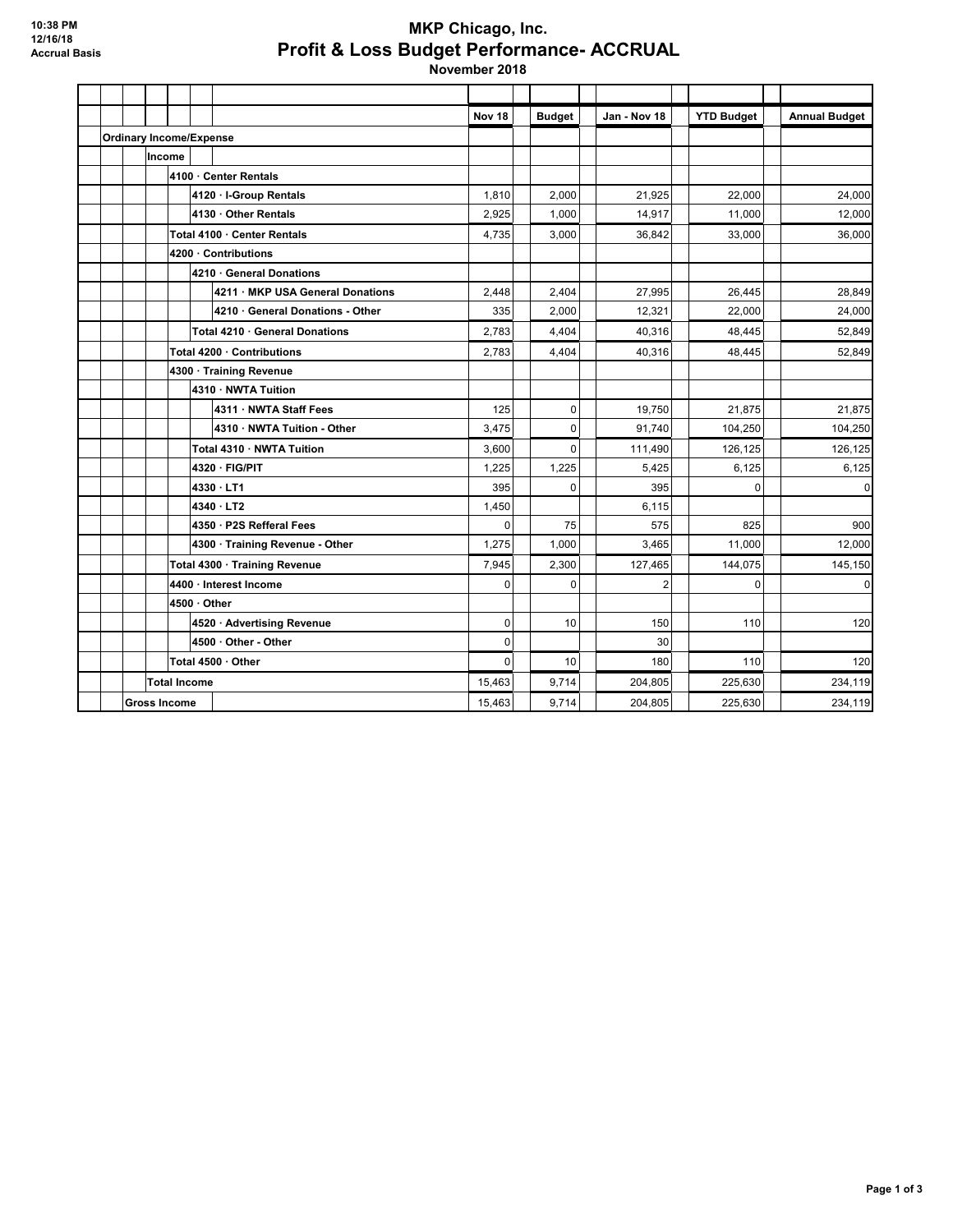# MKP Chicago, Inc.
## Profit & Loss Budget Performance- ACCRUAL
### November 2018

10:38 PM
12/16/18
Accrual Basis

| | Nov 18 | Budget | Jan - Nov 18 | YTD Budget | Annual Budget |
|---|---|---|---|---|---|
| **Ordinary Income/Expense** | | | | | |
| **Income** | | | | | |
| **4100 · Center Rentals** | | | | | |
| **4120 · I-Group Rentals** | 1,810 | 2,000 | 21,925 | 22,000 | 24,000 |
| **4130 · Other Rentals** | 2,925 | 1,000 | 14,917 | 11,000 | 12,000 |
| **Total 4100 · Center Rentals** | 4,735 | 3,000 | 36,842 | 33,000 | 36,000 |
| **4200 · Contributions** | | | | | |
| **4210 · General Donations** | | | | | |
| **4211 · MKP USA General Donations** | 2,448 | 2,404 | 27,995 | 26,445 | 28,849 |
| **4210 · General Donations - Other** | 335 | 2,000 | 12,321 | 22,000 | 24,000 |
| **Total 4210 · General Donations** | 2,783 | 4,404 | 40,316 | 48,445 | 52,849 |
| **Total 4200 · Contributions** | 2,783 | 4,404 | 40,316 | 48,445 | 52,849 |
| **4300 · Training Revenue** | | | | | |
| **4310 · NWTA Tuition** | | | | | |
| **4311 · NWTA Staff Fees** | 125 | 0 | 19,750 | 21,875 | 21,875 |
| **4310 · NWTA Tuition - Other** | 3,475 | 0 | 91,740 | 104,250 | 104,250 |
| **Total 4310 · NWTA Tuition** | 3,600 | 0 | 111,490 | 126,125 | 126,125 |
| **4320 · FIG/PIT** | 1,225 | 1,225 | 5,425 | 6,125 | 6,125 |
| **4330 · LT1** | 395 | 0 | 395 | 0 | 0 |
| **4340 · LT2** | 1,450 | | 6,115 | | |
| **4350 · P2S Refferal Fees** | 0 | 75 | 575 | 825 | 900 |
| **4300 · Training Revenue - Other** | 1,275 | 1,000 | 3,465 | 11,000 | 12,000 |
| **Total 4300 · Training Revenue** | 7,945 | 2,300 | 127,465 | 144,075 | 145,150 |
| **4400 · Interest Income** | 0 | 0 | 2 | 0 | 0 |
| **4500 · Other** | | | | | |
| **4520 · Advertising Revenue** | 0 | 10 | 150 | 110 | 120 |
| **4500 · Other - Other** | 0 | | 30 | | |
| **Total 4500 · Other** | 0 | 10 | 180 | 110 | 120 |
| **Total Income** | 15,463 | 9,714 | 204,805 | 225,630 | 234,119 |
| **Gross Income** | 15,463 | 9,714 | 204,805 | 225,630 | 234,119 |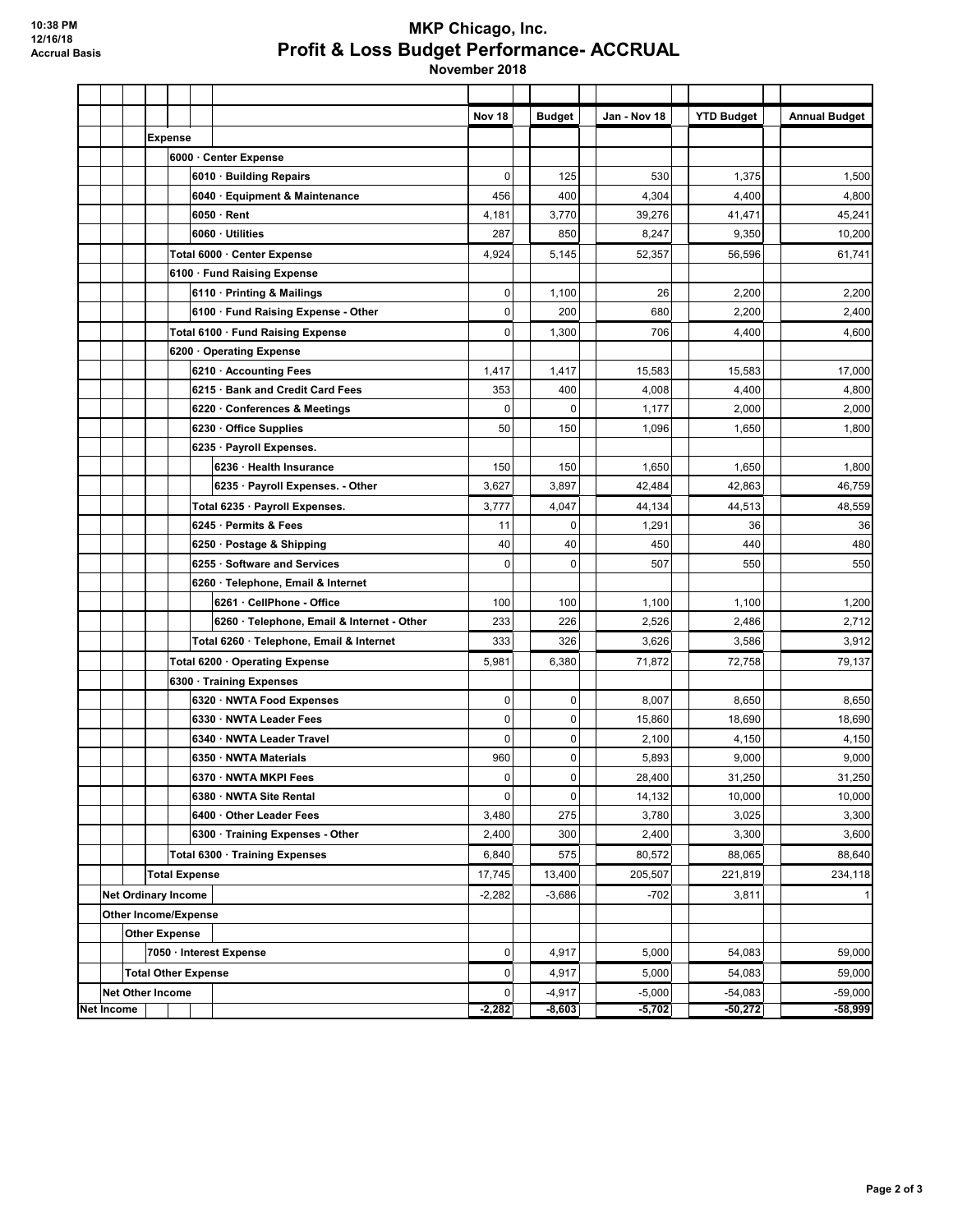# MKP Chicago, Inc.
## Profit & Loss Budget Performance- ACCRUAL
### November 2018

10:38 PM
12/16/18
Accrual Basis

| | Nov 18 | Budget | Jan - Nov 18 | YTD Budget | Annual Budget |
|---|---|---|---|---|---|
| **Expense** | | | | | |
| **6000 · Center Expense** | | | | | |
| **6010 · Building Repairs** | 0 | 125 | 530 | 1,375 | 1,500 |
| **6040 · Equipment & Maintenance** | 456 | 400 | 4,304 | 4,400 | 4,800 |
| **6050 · Rent** | 4,181 | 3,770 | 39,276 | 41,471 | 45,241 |
| **6060 · Utilities** | 287 | 850 | 8,247 | 9,350 | 10,200 |
| **Total 6000 · Center Expense** | 4,924 | 5,145 | 52,357 | 56,596 | 61,741 |
| **6100 · Fund Raising Expense** | | | | | |
| **6110 · Printing & Mailings** | 0 | 1,100 | 26 | 2,200 | 2,200 |
| **6100 · Fund Raising Expense - Other** | 0 | 200 | 680 | 2,200 | 2,400 |
| **Total 6100 · Fund Raising Expense** | 0 | 1,300 | 706 | 4,400 | 4,600 |
| **6200 · Operating Expense** | | | | | |
| **6210 · Accounting Fees** | 1,417 | 1,417 | 15,583 | 15,583 | 17,000 |
| **6215 · Bank and Credit Card Fees** | 353 | 400 | 4,008 | 4,400 | 4,800 |
| **6220 · Conferences & Meetings** | 0 | 0 | 1,177 | 2,000 | 2,000 |
| **6230 · Office Supplies** | 50 | 150 | 1,096 | 1,650 | 1,800 |
| **6235 · Payroll Expenses.** | | | | | |
| **6236 · Health Insurance** | 150 | 150 | 1,650 | 1,650 | 1,800 |
| **6235 · Payroll Expenses. - Other** | 3,627 | 3,897 | 42,484 | 42,863 | 46,759 |
| **Total 6235 · Payroll Expenses.** | 3,777 | 4,047 | 44,134 | 44,513 | 48,559 |
| **6245 · Permits & Fees** | 11 | 0 | 1,291 | 36 | 36 |
| **6250 · Postage & Shipping** | 40 | 40 | 450 | 440 | 480 |
| **6255 · Software and Services** | 0 | 0 | 507 | 550 | 550 |
| **6260 · Telephone, Email & Internet** | | | | | |
| **6261 · CellPhone - Office** | 100 | 100 | 1,100 | 1,100 | 1,200 |
| **6260 · Telephone, Email & Internet - Other** | 233 | 226 | 2,526 | 2,486 | 2,712 |
| **Total 6260 · Telephone, Email & Internet** | 333 | 326 | 3,626 | 3,586 | 3,912 |
| **Total 6200 · Operating Expense** | 5,981 | 6,380 | 71,872 | 72,758 | 79,137 |
| **6300 · Training Expenses** | | | | | |
| **6320 · NWTA Food Expenses** | 0 | 0 | 8,007 | 8,650 | 8,650 |
| **6330 · NWTA Leader Fees** | 0 | 0 | 15,860 | 18,690 | 18,690 |
| **6340 · NWTA Leader Travel** | 0 | 0 | 2,100 | 4,150 | 4,150 |
| **6350 · NWTA Materials** | 960 | 0 | 5,893 | 9,000 | 9,000 |
| **6370 · NWTA MKPI Fees** | 0 | 0 | 28,400 | 31,250 | 31,250 |
| **6380 · NWTA Site Rental** | 0 | 0 | 14,132 | 10,000 | 10,000 |
| **6400 · Other Leader Fees** | 3,480 | 275 | 3,780 | 3,025 | 3,300 |
| **6300 · Training Expenses - Other** | 2,400 | 300 | 2,400 | 3,300 | 3,600 |
| **Total 6300 · Training Expenses** | 6,840 | 575 | 80,572 | 88,065 | 88,640 |
| **Total Expense** | 17,745 | 13,400 | 205,507 | 221,819 | 234,118 |
| **Net Ordinary Income** | -2,282 | -3,686 | -702 | 3,811 | 1 |
| **Other Income/Expense** | | | | | |
| **Other Expense** | | | | | |
| **7050 · Interest Expense** | 0 | 4,917 | 5,000 | 54,083 | 59,000 |
| **Total Other Expense** | 0 | 4,917 | 5,000 | 54,083 | 59,000 |
| **Net Other Income** | 0 | -4,917 | -5,000 | -54,083 | -59,000 |
| **Net Income** | **-2,282** | **-8,603** | **-5,702** | **-50,272** | **-58,999** |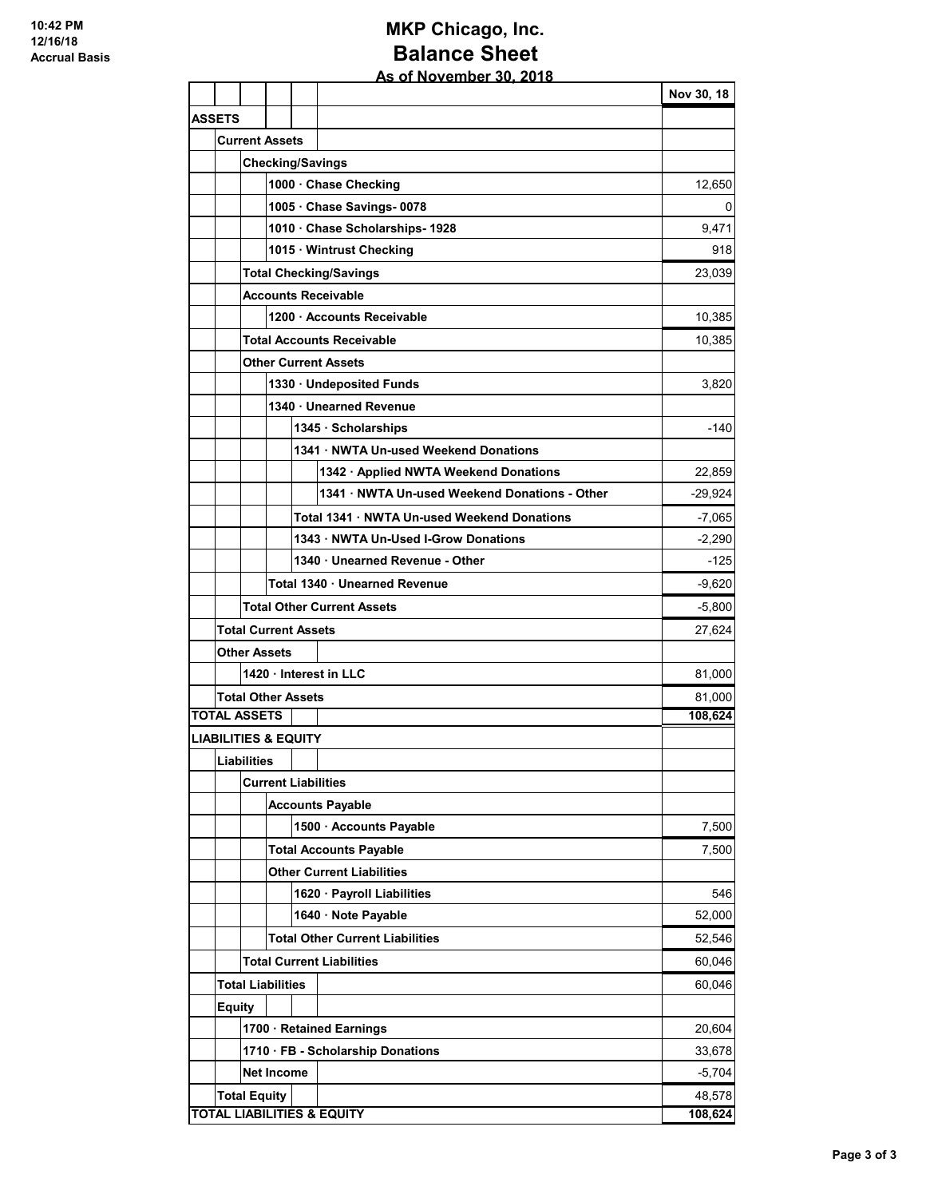10:42 PM
12/16/18
Accrual Basis

# MKP Chicago, Inc.
# Balance Sheet
## As of November 30, 2018

| | Nov 30, 18 |
|---|---|
| **ASSETS** | |
| **Current Assets** | |
| **Checking/Savings** | |
| **1000 · Chase Checking** | 12,650 |
| **1005 · Chase Savings- 0078** | 0 |
| **1010 · Chase Scholarships- 1928** | 9,471 |
| **1015 · Wintrust Checking** | 918 |
| **Total Checking/Savings** | 23,039 |
| **Accounts Receivable** | |
| **1200 · Accounts Receivable** | 10,385 |
| **Total Accounts Receivable** | 10,385 |
| **Other Current Assets** | |
| **1330 · Undeposited Funds** | 3,820 |
| **1340 · Unearned Revenue** | |
| **1345 · Scholarships** | -140 |
| **1341 · NWTA Un-used Weekend Donations** | |
| **1342 · Applied NWTA Weekend Donations** | 22,859 |
| **1341 · NWTA Un-used Weekend Donations - Other** | -29,924 |
| **Total 1341 · NWTA Un-used Weekend Donations** | -7,065 |
| **1343 · NWTA Un-Used I-Grow Donations** | -2,290 |
| **1340 · Unearned Revenue - Other** | -125 |
| **Total 1340 · Unearned Revenue** | -9,620 |
| **Total Other Current Assets** | -5,800 |
| **Total Current Assets** | 27,624 |
| **Other Assets** | |
| **1420 · Interest in LLC** | 81,000 |
| **Total Other Assets** | 81,000 |
| **TOTAL ASSETS** | **108,624** |
| **LIABILITIES & EQUITY** | |
| **Liabilities** | |
| **Current Liabilities** | |
| **Accounts Payable** | |
| **1500 · Accounts Payable** | 7,500 |
| **Total Accounts Payable** | 7,500 |
| **Other Current Liabilities** | |
| **1620 · Payroll Liabilities** | 546 |
| **1640 · Note Payable** | 52,000 |
| **Total Other Current Liabilities** | 52,546 |
| **Total Current Liabilities** | 60,046 |
| **Total Liabilities** | 60,046 |
| **Equity** | |
| **1700 · Retained Earnings** | 20,604 |
| **1710 · FB - Scholarship Donations** | 33,678 |
| **Net Income** | -5,704 |
| **Total Equity** | 48,578 |
| **TOTAL LIABILITIES & EQUITY** | **108,624** |